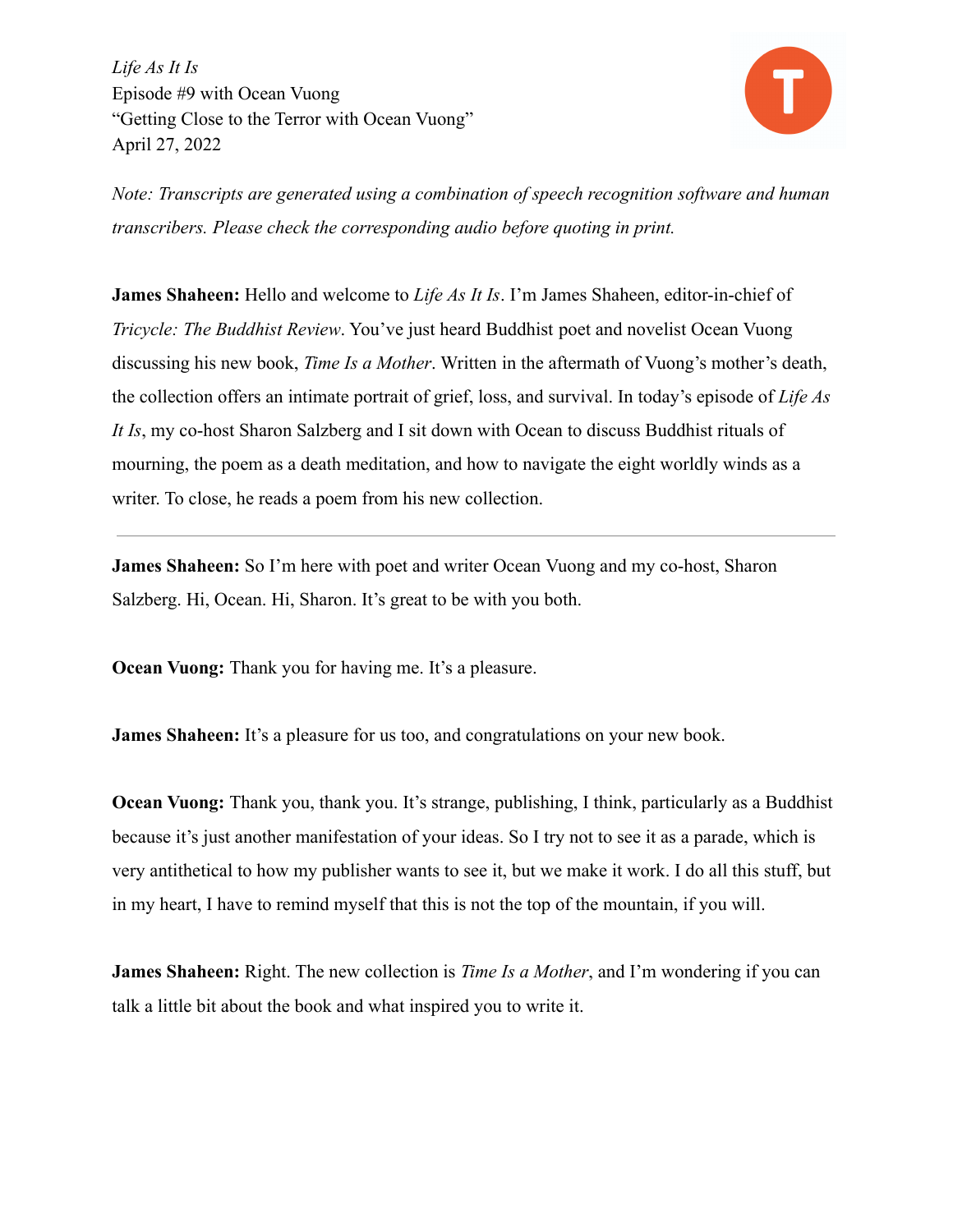*Life As It Is*
Episode #9 with Ocean Vuong
"Getting Close to the Terror with Ocean Vuong"
April 27, 2022

*Note: Transcripts are generated using a combination of speech recognition software and human transcribers. Please check the corresponding audio before quoting in print.*

**James Shaheen:** Hello and welcome to *Life As It Is*. I'm James Shaheen, editor-in-chief of *Tricycle: The Buddhist Review*. You've just heard Buddhist poet and novelist Ocean Vuong discussing his new book, *Time Is a Mother*. Written in the aftermath of Vuong's mother's death, the collection offers an intimate portrait of grief, loss, and survival. In today's episode of *Life As It Is*, my co-host Sharon Salzberg and I sit down with Ocean to discuss Buddhist rituals of mourning, the poem as a death meditation, and how to navigate the eight worldly winds as a writer. To close, he reads a poem from his new collection.

---

**James Shaheen:** So I'm here with poet and writer Ocean Vuong and my co-host, Sharon Salzberg. Hi, Ocean. Hi, Sharon. It's great to be with you both.

**Ocean Vuong:** Thank you for having me. It's a pleasure.

**James Shaheen:** It's a pleasure for us too, and congratulations on your new book.

**Ocean Vuong:** Thank you, thank you. It's strange, publishing, I think, particularly as a Buddhist because it's just another manifestation of your ideas. So I try not to see it as a parade, which is very antithetical to how my publisher wants to see it, but we make it work. I do all this stuff, but in my heart, I have to remind myself that this is not the top of the mountain, if you will.

**James Shaheen:** Right. The new collection is *Time Is a Mother*, and I'm wondering if you can talk a little bit about the book and what inspired you to write it.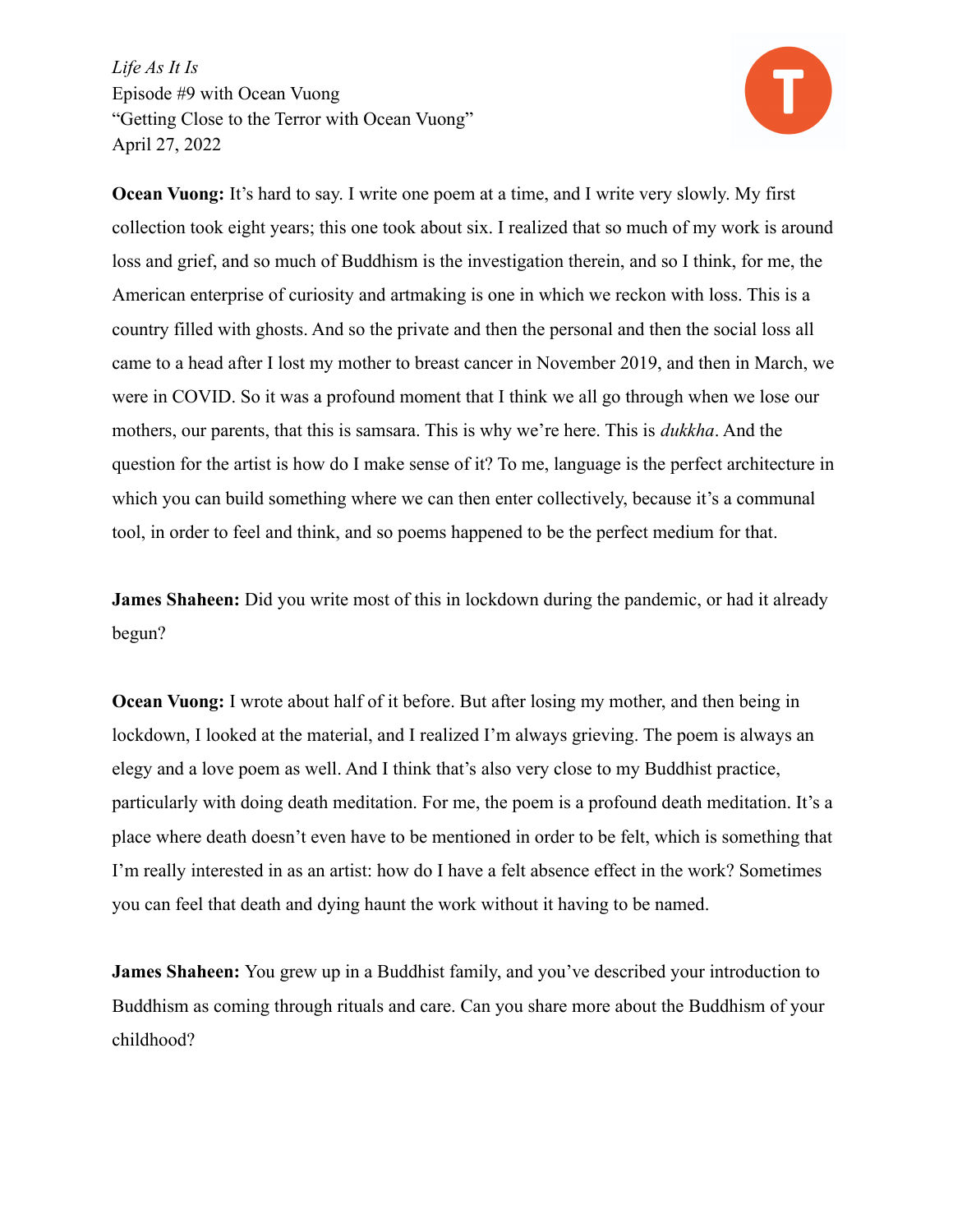**Ocean Vuong:** It's hard to say. I write one poem at a time, and I write very slowly. My first collection took eight years; this one took about six. I realized that so much of my work is around loss and grief, and so much of Buddhism is the investigation therein, and so I think, for me, the American enterprise of curiosity and artmaking is one in which we reckon with loss. This is a country filled with ghosts. And so the private and then the personal and then the social loss all came to a head after I lost my mother to breast cancer in November 2019, and then in March, we were in COVID. So it was a profound moment that I think we all go through when we lose our mothers, our parents, that this is samsara. This is why we're here. This is *dukkha*. And the question for the artist is how do I make sense of it? To me, language is the perfect architecture in which you can build something where we can then enter collectively, because it's a communal tool, in order to feel and think, and so poems happened to be the perfect medium for that.

**James Shaheen:** Did you write most of this in lockdown during the pandemic, or had it already begun?

**Ocean Vuong:** I wrote about half of it before. But after losing my mother, and then being in lockdown, I looked at the material, and I realized I'm always grieving. The poem is always an elegy and a love poem as well. And I think that's also very close to my Buddhist practice, particularly with doing death meditation. For me, the poem is a profound death meditation. It's a place where death doesn't even have to be mentioned in order to be felt, which is something that I'm really interested in as an artist: how do I have a felt absence effect in the work? Sometimes you can feel that death and dying haunt the work without it having to be named.

**James Shaheen:** You grew up in a Buddhist family, and you've described your introduction to Buddhism as coming through rituals and care. Can you share more about the Buddhism of your childhood?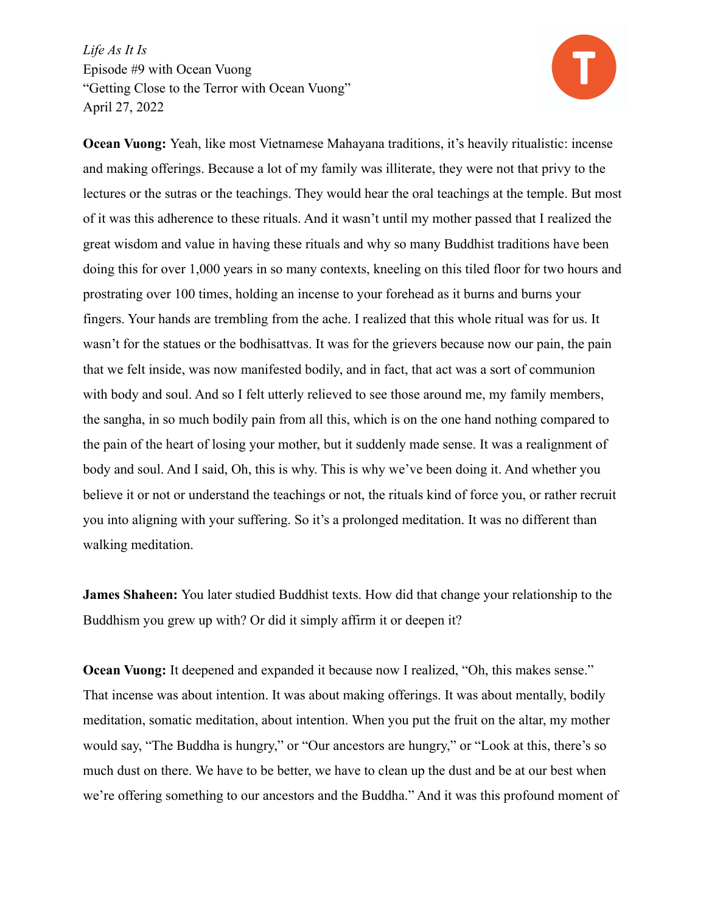**Ocean Vuong:** Yeah, like most Vietnamese Mahayana traditions, it's heavily ritualistic: incense and making offerings. Because a lot of my family was illiterate, they were not that privy to the lectures or the sutras or the teachings. They would hear the oral teachings at the temple. But most of it was this adherence to these rituals. And it wasn't until my mother passed that I realized the great wisdom and value in having these rituals and why so many Buddhist traditions have been doing this for over 1,000 years in so many contexts, kneeling on this tiled floor for two hours and prostrating over 100 times, holding an incense to your forehead as it burns and burns your fingers. Your hands are trembling from the ache. I realized that this whole ritual was for us. It wasn't for the statues or the bodhisattvas. It was for the grievers because now our pain, the pain that we felt inside, was now manifested bodily, and in fact, that act was a sort of communion with body and soul. And so I felt utterly relieved to see those around me, my family members, the sangha, in so much bodily pain from all this, which is on the one hand nothing compared to the pain of the heart of losing your mother, but it suddenly made sense. It was a realignment of body and soul. And I said, Oh, this is why. This is why we've been doing it. And whether you believe it or not or understand the teachings or not, the rituals kind of force you, or rather recruit you into aligning with your suffering. So it's a prolonged meditation. It was no different than walking meditation.

**James Shaheen:** You later studied Buddhist texts. How did that change your relationship to the Buddhism you grew up with? Or did it simply affirm it or deepen it?

**Ocean Vuong:** It deepened and expanded it because now I realized, "Oh, this makes sense." That incense was about intention. It was about making offerings. It was about mentally, bodily meditation, somatic meditation, about intention. When you put the fruit on the altar, my mother would say, "The Buddha is hungry," or "Our ancestors are hungry," or "Look at this, there's so much dust on there. We have to be better, we have to clean up the dust and be at our best when we're offering something to our ancestors and the Buddha." And it was this profound moment of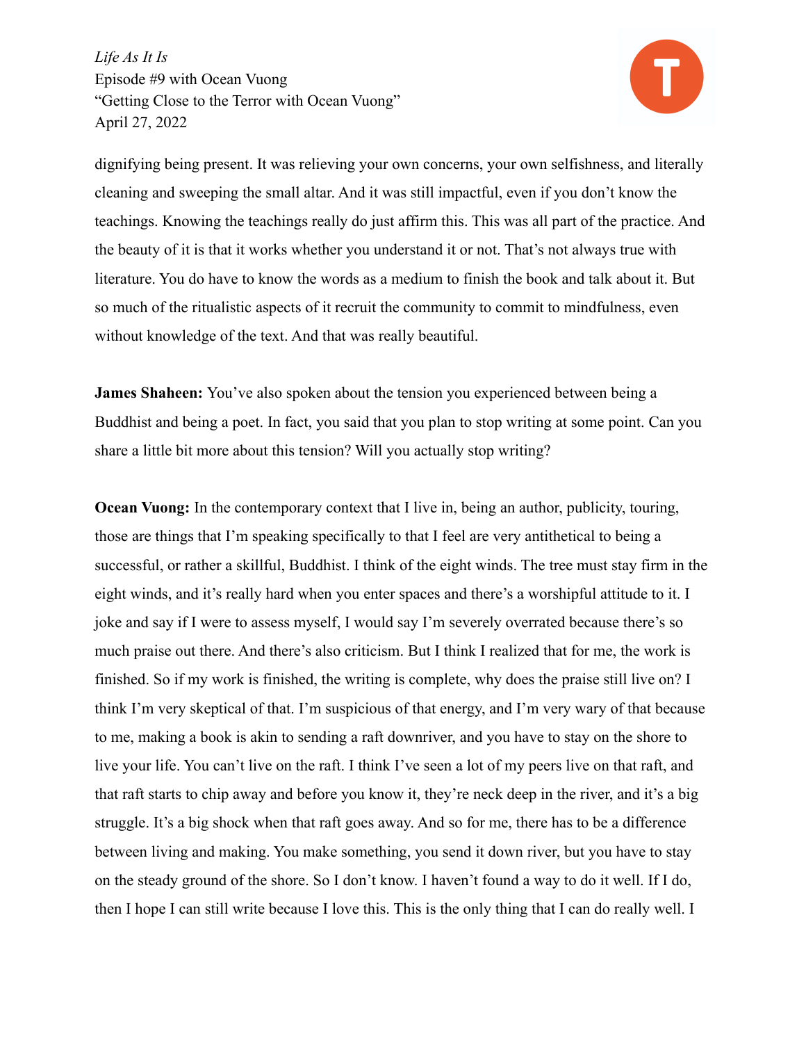dignifying being present. It was relieving your own concerns, your own selfishness, and literally cleaning and sweeping the small altar. And it was still impactful, even if you don't know the teachings. Knowing the teachings really do just affirm this. This was all part of the practice. And the beauty of it is that it works whether you understand it or not. That's not always true with literature. You do have to know the words as a medium to finish the book and talk about it. But so much of the ritualistic aspects of it recruit the community to commit to mindfulness, even without knowledge of the text. And that was really beautiful.

**James Shaheen:** You've also spoken about the tension you experienced between being a Buddhist and being a poet. In fact, you said that you plan to stop writing at some point. Can you share a little bit more about this tension? Will you actually stop writing?

**Ocean Vuong:** In the contemporary context that I live in, being an author, publicity, touring, those are things that I'm speaking specifically to that I feel are very antithetical to being a successful, or rather a skillful, Buddhist. I think of the eight winds. The tree must stay firm in the eight winds, and it's really hard when you enter spaces and there's a worshipful attitude to it. I joke and say if I were to assess myself, I would say I'm severely overrated because there's so much praise out there. And there's also criticism. But I think I realized that for me, the work is finished. So if my work is finished, the writing is complete, why does the praise still live on? I think I'm very skeptical of that. I'm suspicious of that energy, and I'm very wary of that because to me, making a book is akin to sending a raft downriver, and you have to stay on the shore to live your life. You can't live on the raft. I think I've seen a lot of my peers live on that raft, and that raft starts to chip away and before you know it, they're neck deep in the river, and it's a big struggle. It's a big shock when that raft goes away. And so for me, there has to be a difference between living and making. You make something, you send it down river, but you have to stay on the steady ground of the shore. So I don't know. I haven't found a way to do it well. If I do, then I hope I can still write because I love this. This is the only thing that I can do really well. I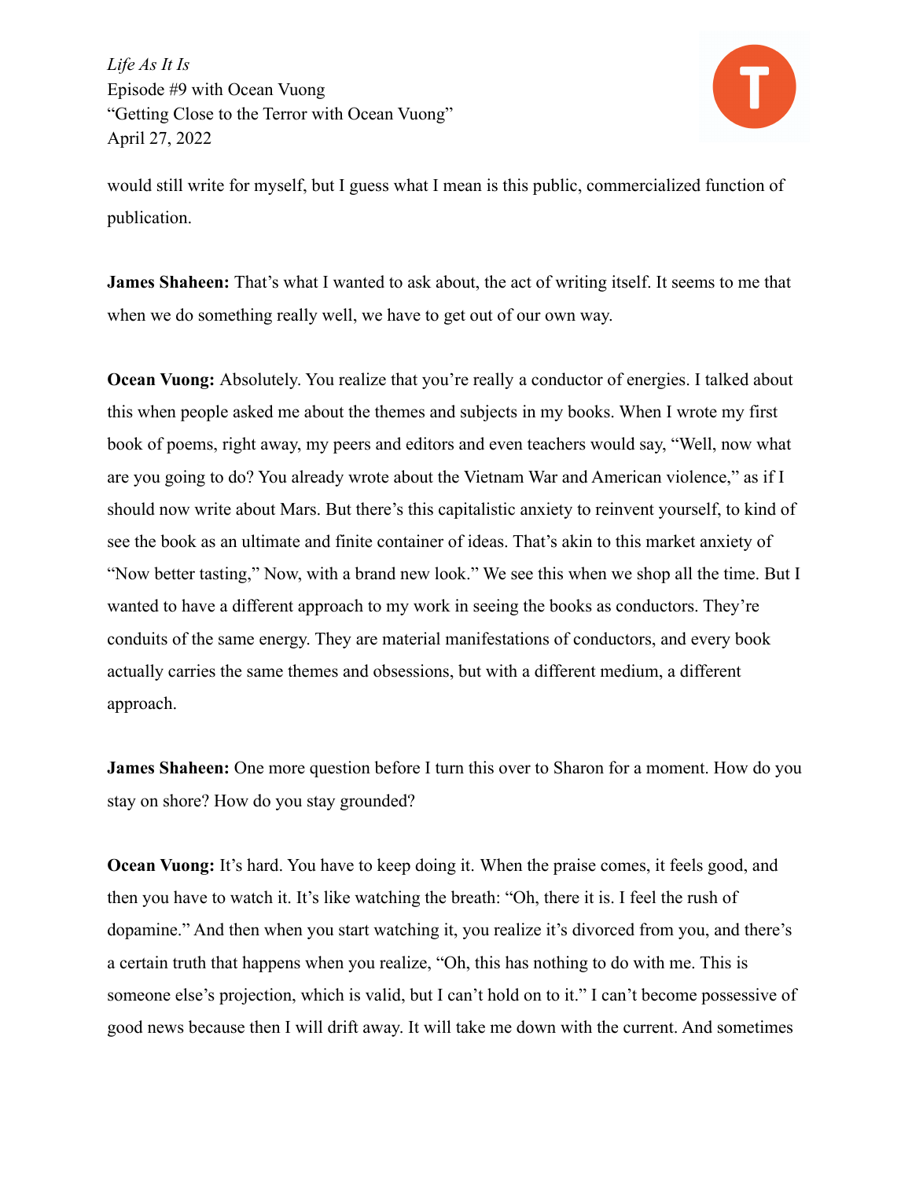would still write for myself, but I guess what I mean is this public, commercialized function of publication.

**James Shaheen:** That's what I wanted to ask about, the act of writing itself. It seems to me that when we do something really well, we have to get out of our own way.

**Ocean Vuong:** Absolutely. You realize that you're really a conductor of energies. I talked about this when people asked me about the themes and subjects in my books. When I wrote my first book of poems, right away, my peers and editors and even teachers would say, "Well, now what are you going to do? You already wrote about the Vietnam War and American violence," as if I should now write about Mars. But there's this capitalistic anxiety to reinvent yourself, to kind of see the book as an ultimate and finite container of ideas. That's akin to this market anxiety of "Now better tasting," Now, with a brand new look." We see this when we shop all the time. But I wanted to have a different approach to my work in seeing the books as conductors. They're conduits of the same energy. They are material manifestations of conductors, and every book actually carries the same themes and obsessions, but with a different medium, a different approach.

**James Shaheen:** One more question before I turn this over to Sharon for a moment. How do you stay on shore? How do you stay grounded?

**Ocean Vuong:** It's hard. You have to keep doing it. When the praise comes, it feels good, and then you have to watch it. It's like watching the breath: "Oh, there it is. I feel the rush of dopamine." And then when you start watching it, you realize it's divorced from you, and there's a certain truth that happens when you realize, "Oh, this has nothing to do with me. This is someone else's projection, which is valid, but I can't hold on to it." I can't become possessive of good news because then I will drift away. It will take me down with the current. And sometimes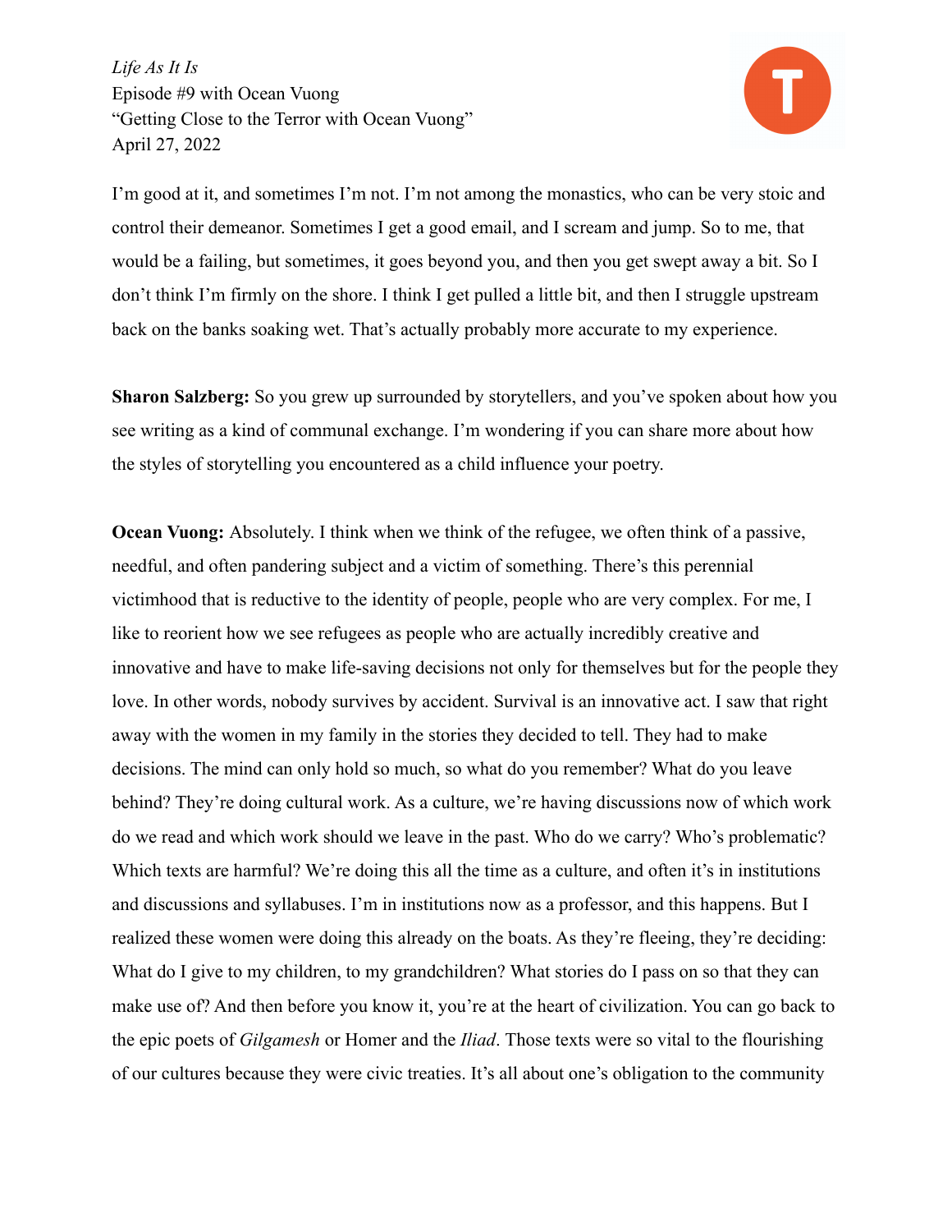I'm good at it, and sometimes I'm not. I'm not among the monastics, who can be very stoic and control their demeanor. Sometimes I get a good email, and I scream and jump. So to me, that would be a failing, but sometimes, it goes beyond you, and then you get swept away a bit. So I don't think I'm firmly on the shore. I think I get pulled a little bit, and then I struggle upstream back on the banks soaking wet. That's actually probably more accurate to my experience.

**Sharon Salzberg:** So you grew up surrounded by storytellers, and you've spoken about how you see writing as a kind of communal exchange. I'm wondering if you can share more about how the styles of storytelling you encountered as a child influence your poetry.

**Ocean Vuong:** Absolutely. I think when we think of the refugee, we often think of a passive, needful, and often pandering subject and a victim of something. There's this perennial victimhood that is reductive to the identity of people, people who are very complex. For me, I like to reorient how we see refugees as people who are actually incredibly creative and innovative and have to make life-saving decisions not only for themselves but for the people they love. In other words, nobody survives by accident. Survival is an innovative act. I saw that right away with the women in my family in the stories they decided to tell. They had to make decisions. The mind can only hold so much, so what do you remember? What do you leave behind? They're doing cultural work. As a culture, we're having discussions now of which work do we read and which work should we leave in the past. Who do we carry? Who's problematic? Which texts are harmful? We're doing this all the time as a culture, and often it's in institutions and discussions and syllabuses. I'm in institutions now as a professor, and this happens. But I realized these women were doing this already on the boats. As they're fleeing, they're deciding: What do I give to my children, to my grandchildren? What stories do I pass on so that they can make use of? And then before you know it, you're at the heart of civilization. You can go back to the epic poets of *Gilgamesh* or Homer and the *Iliad*. Those texts were so vital to the flourishing of our cultures because they were civic treaties. It's all about one's obligation to the community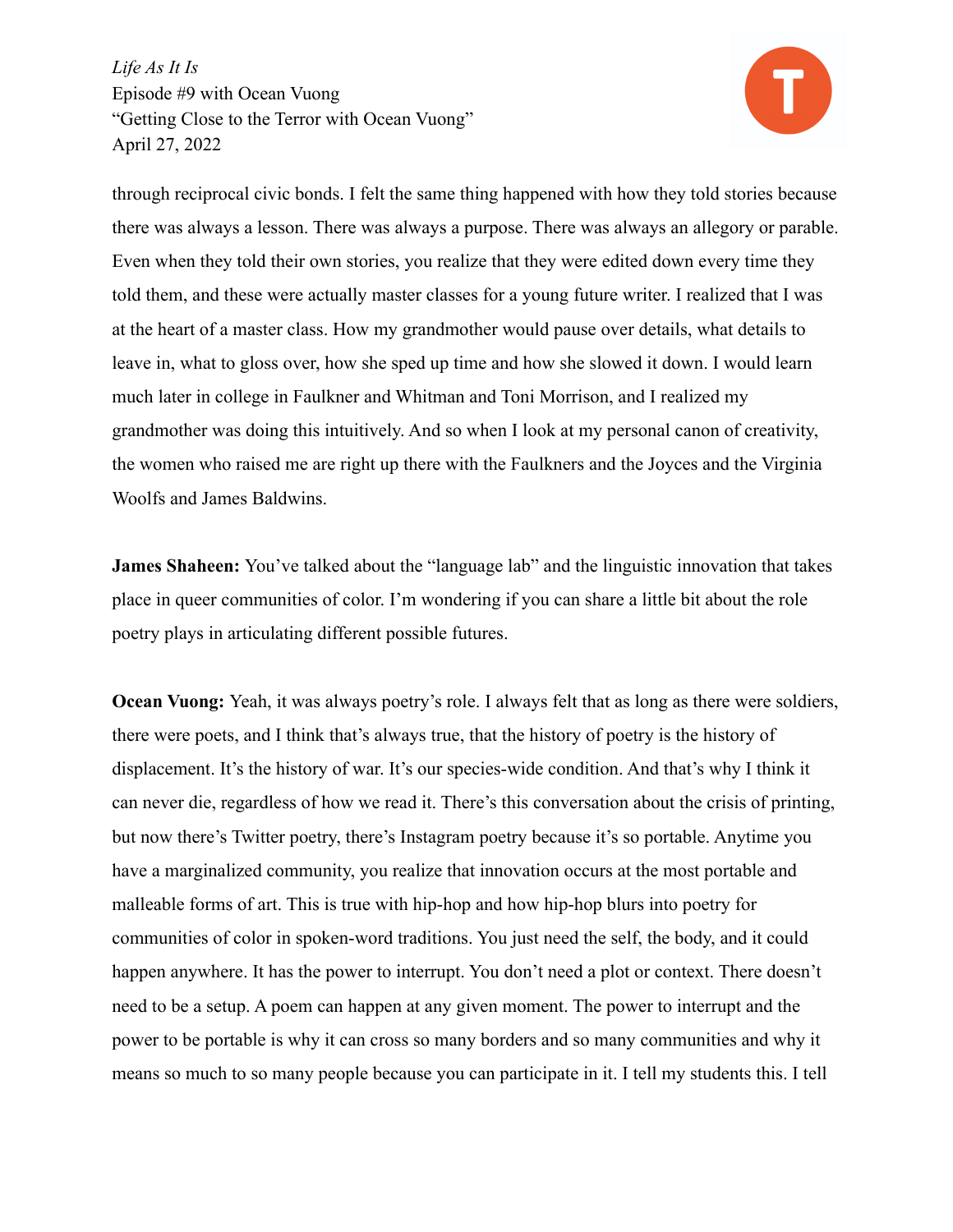through reciprocal civic bonds. I felt the same thing happened with how they told stories because there was always a lesson. There was always a purpose. There was always an allegory or parable. Even when they told their own stories, you realize that they were edited down every time they told them, and these were actually master classes for a young future writer. I realized that I was at the heart of a master class. How my grandmother would pause over details, what details to leave in, what to gloss over, how she sped up time and how she slowed it down. I would learn much later in college in Faulkner and Whitman and Toni Morrison, and I realized my grandmother was doing this intuitively. And so when I look at my personal canon of creativity, the women who raised me are right up there with the Faulkners and the Joyces and the Virginia Woolfs and James Baldwins.

**James Shaheen:** You've talked about the "language lab" and the linguistic innovation that takes place in queer communities of color. I'm wondering if you can share a little bit about the role poetry plays in articulating different possible futures.

**Ocean Vuong:** Yeah, it was always poetry's role. I always felt that as long as there were soldiers, there were poets, and I think that's always true, that the history of poetry is the history of displacement. It's the history of war. It's our species-wide condition. And that's why I think it can never die, regardless of how we read it. There's this conversation about the crisis of printing, but now there's Twitter poetry, there's Instagram poetry because it's so portable. Anytime you have a marginalized community, you realize that innovation occurs at the most portable and malleable forms of art. This is true with hip-hop and how hip-hop blurs into poetry for communities of color in spoken-word traditions. You just need the self, the body, and it could happen anywhere. It has the power to interrupt. You don't need a plot or context. There doesn't need to be a setup. A poem can happen at any given moment. The power to interrupt and the power to be portable is why it can cross so many borders and so many communities and why it means so much to so many people because you can participate in it. I tell my students this. I tell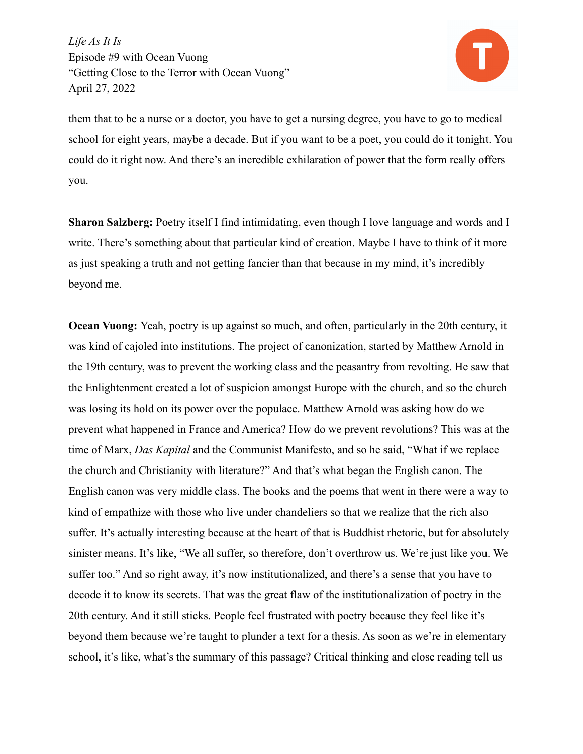them that to be a nurse or a doctor, you have to get a nursing degree, you have to go to medical school for eight years, maybe a decade. But if you want to be a poet, you could do it tonight. You could do it right now. And there's an incredible exhilaration of power that the form really offers you.

**Sharon Salzberg:** Poetry itself I find intimidating, even though I love language and words and I write. There's something about that particular kind of creation. Maybe I have to think of it more as just speaking a truth and not getting fancier than that because in my mind, it's incredibly beyond me.

**Ocean Vuong:** Yeah, poetry is up against so much, and often, particularly in the 20th century, it was kind of cajoled into institutions. The project of canonization, started by Matthew Arnold in the 19th century, was to prevent the working class and the peasantry from revolting. He saw that the Enlightenment created a lot of suspicion amongst Europe with the church, and so the church was losing its hold on its power over the populace. Matthew Arnold was asking how do we prevent what happened in France and America? How do we prevent revolutions? This was at the time of Marx, *Das Kapital* and the Communist Manifesto, and so he said, "What if we replace the church and Christianity with literature?" And that's what began the English canon. The English canon was very middle class. The books and the poems that went in there were a way to kind of empathize with those who live under chandeliers so that we realize that the rich also suffer. It's actually interesting because at the heart of that is Buddhist rhetoric, but for absolutely sinister means. It's like, "We all suffer, so therefore, don't overthrow us. We're just like you. We suffer too." And so right away, it's now institutionalized, and there's a sense that you have to decode it to know its secrets. That was the great flaw of the institutionalization of poetry in the 20th century. And it still sticks. People feel frustrated with poetry because they feel like it's beyond them because we're taught to plunder a text for a thesis. As soon as we're in elementary school, it's like, what's the summary of this passage? Critical thinking and close reading tell us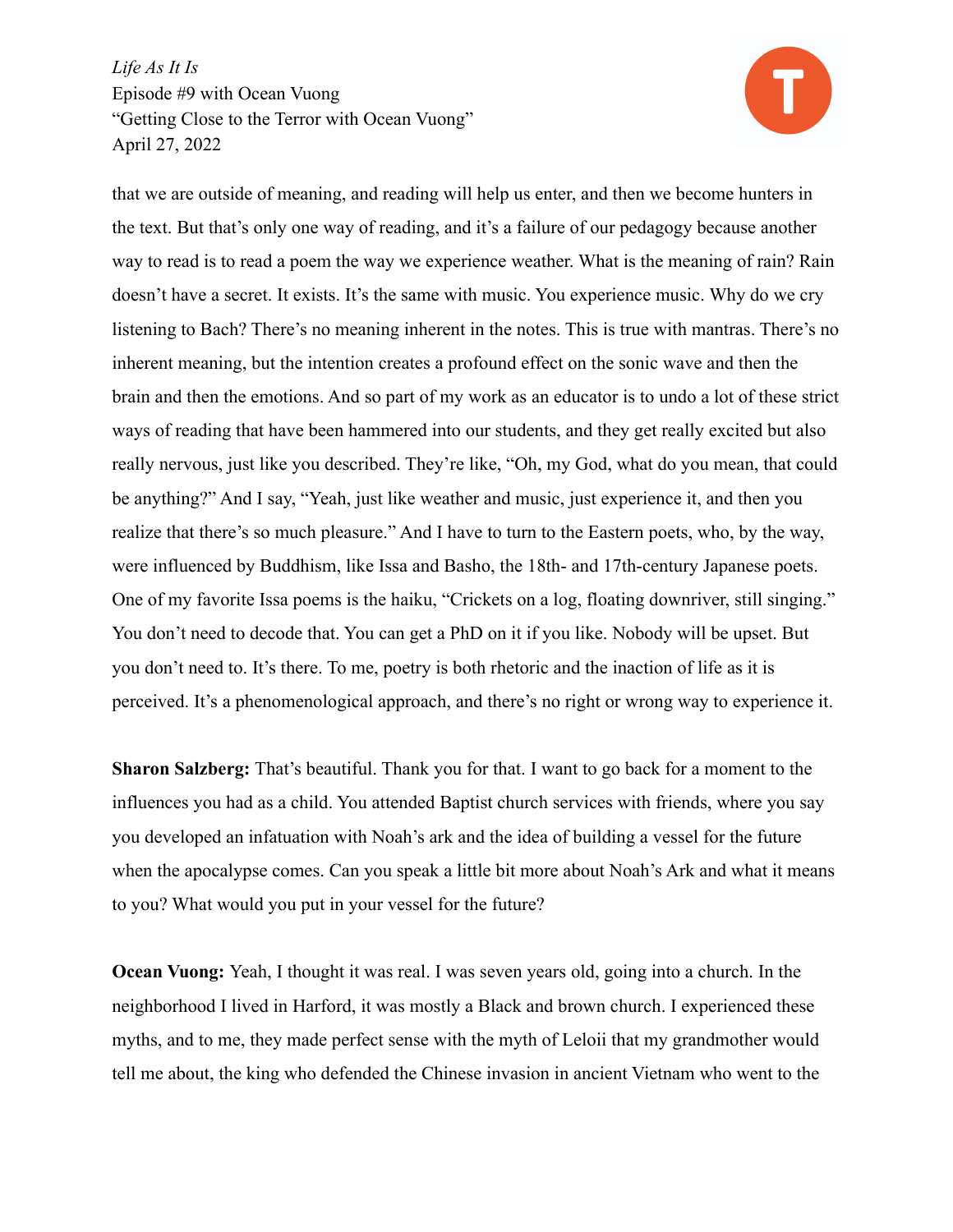that we are outside of meaning, and reading will help us enter, and then we become hunters in the text. But that's only one way of reading, and it's a failure of our pedagogy because another way to read is to read a poem the way we experience weather. What is the meaning of rain? Rain doesn't have a secret. It exists. It's the same with music. You experience music. Why do we cry listening to Bach? There's no meaning inherent in the notes. This is true with mantras. There's no inherent meaning, but the intention creates a profound effect on the sonic wave and then the brain and then the emotions. And so part of my work as an educator is to undo a lot of these strict ways of reading that have been hammered into our students, and they get really excited but also really nervous, just like you described. They're like, "Oh, my God, what do you mean, that could be anything?" And I say, "Yeah, just like weather and music, just experience it, and then you realize that there's so much pleasure." And I have to turn to the Eastern poets, who, by the way, were influenced by Buddhism, like Issa and Basho, the 18th- and 17th-century Japanese poets. One of my favorite Issa poems is the haiku, "Crickets on a log, floating downriver, still singing." You don't need to decode that. You can get a PhD on it if you like. Nobody will be upset. But you don't need to. It's there. To me, poetry is both rhetoric and the inaction of life as it is perceived. It's a phenomenological approach, and there's no right or wrong way to experience it.

**Sharon Salzberg:** That's beautiful. Thank you for that. I want to go back for a moment to the influences you had as a child. You attended Baptist church services with friends, where you say you developed an infatuation with Noah's ark and the idea of building a vessel for the future when the apocalypse comes. Can you speak a little bit more about Noah's Ark and what it means to you? What would you put in your vessel for the future?

**Ocean Vuong:** Yeah, I thought it was real. I was seven years old, going into a church. In the neighborhood I lived in Harford, it was mostly a Black and brown church. I experienced these myths, and to me, they made perfect sense with the myth of Leloii that my grandmother would tell me about, the king who defended the Chinese invasion in ancient Vietnam who went to the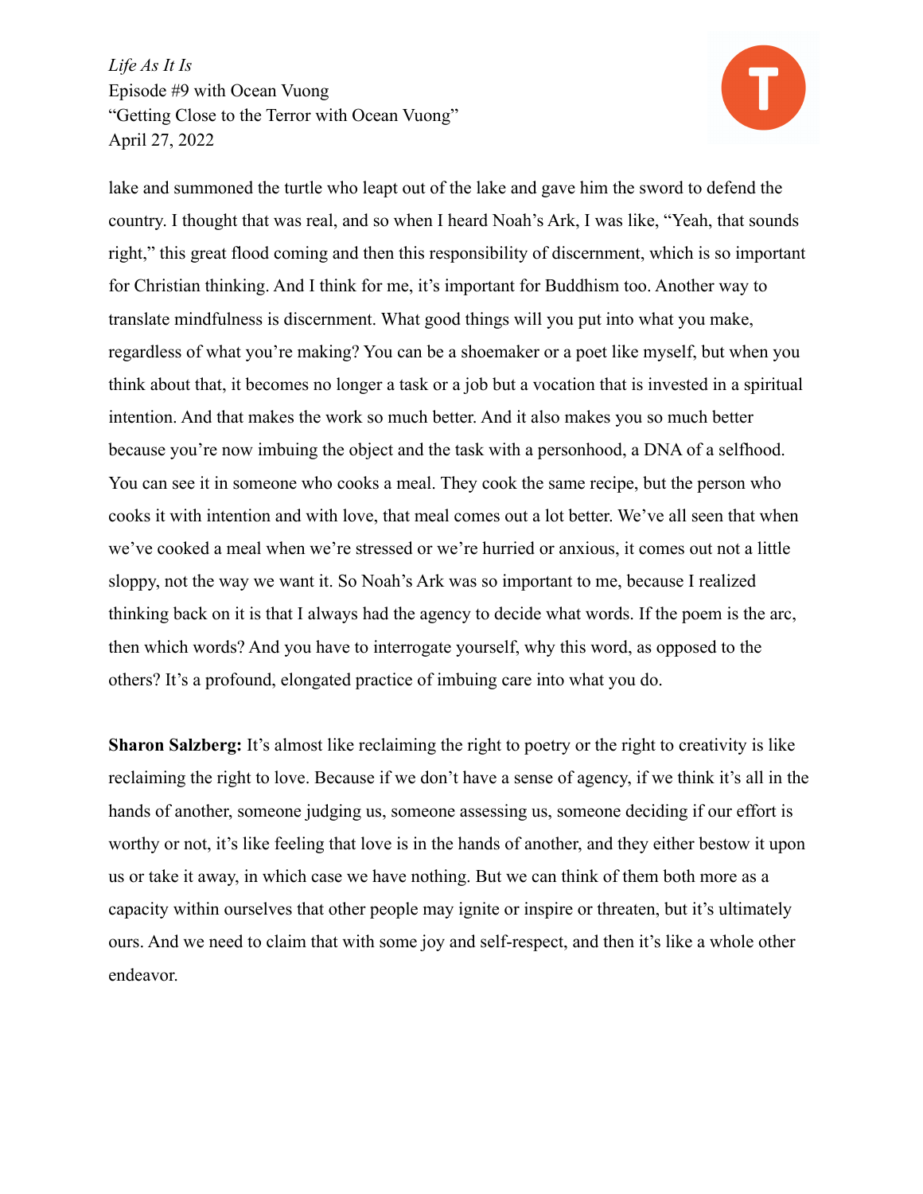lake and summoned the turtle who leapt out of the lake and gave him the sword to defend the country. I thought that was real, and so when I heard Noah's Ark, I was like, "Yeah, that sounds right," this great flood coming and then this responsibility of discernment, which is so important for Christian thinking. And I think for me, it's important for Buddhism too. Another way to translate mindfulness is discernment. What good things will you put into what you make, regardless of what you're making? You can be a shoemaker or a poet like myself, but when you think about that, it becomes no longer a task or a job but a vocation that is invested in a spiritual intention. And that makes the work so much better. And it also makes you so much better because you're now imbuing the object and the task with a personhood, a DNA of a selfhood. You can see it in someone who cooks a meal. They cook the same recipe, but the person who cooks it with intention and with love, that meal comes out a lot better. We've all seen that when we've cooked a meal when we're stressed or we're hurried or anxious, it comes out not a little sloppy, not the way we want it. So Noah's Ark was so important to me, because I realized thinking back on it is that I always had the agency to decide what words. If the poem is the arc, then which words? And you have to interrogate yourself, why this word, as opposed to the others? It's a profound, elongated practice of imbuing care into what you do.

**Sharon Salzberg:** It's almost like reclaiming the right to poetry or the right to creativity is like reclaiming the right to love. Because if we don't have a sense of agency, if we think it's all in the hands of another, someone judging us, someone assessing us, someone deciding if our effort is worthy or not, it's like feeling that love is in the hands of another, and they either bestow it upon us or take it away, in which case we have nothing. But we can think of them both more as a capacity within ourselves that other people may ignite or inspire or threaten, but it's ultimately ours. And we need to claim that with some joy and self-respect, and then it's like a whole other endeavor.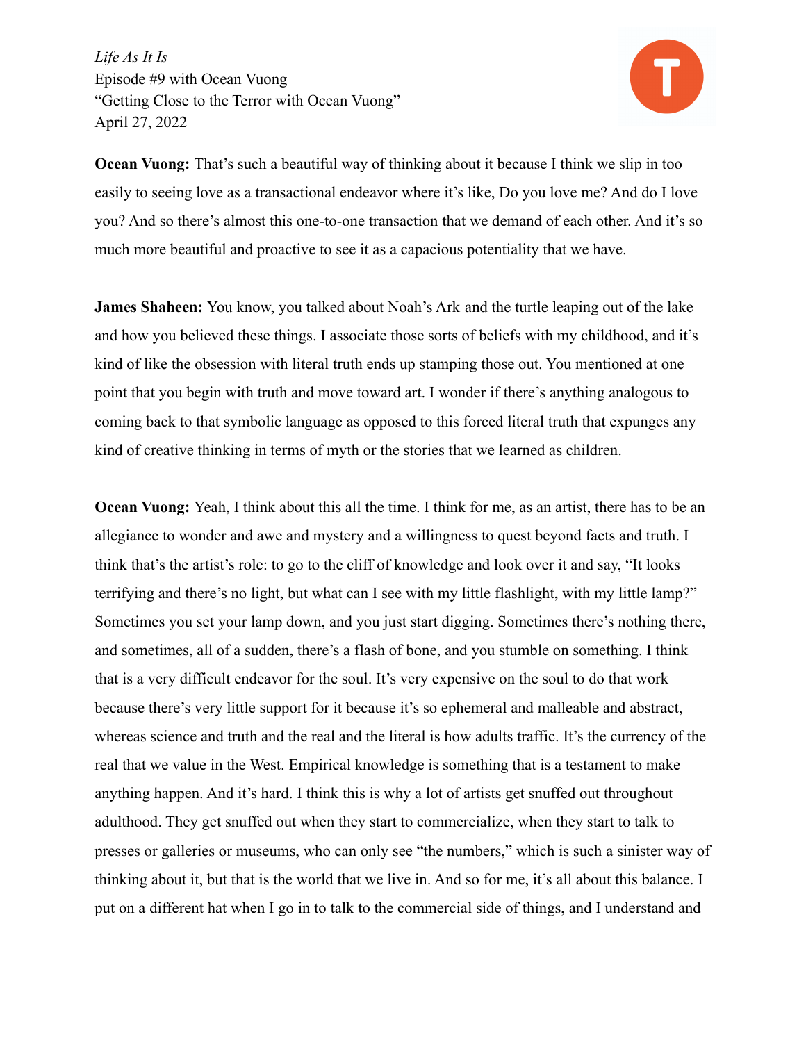**Ocean Vuong:** That's such a beautiful way of thinking about it because I think we slip in too easily to seeing love as a transactional endeavor where it's like, Do you love me? And do I love you? And so there's almost this one-to-one transaction that we demand of each other. And it's so much more beautiful and proactive to see it as a capacious potentiality that we have.

**James Shaheen:** You know, you talked about Noah's Ark and the turtle leaping out of the lake and how you believed these things. I associate those sorts of beliefs with my childhood, and it's kind of like the obsession with literal truth ends up stamping those out. You mentioned at one point that you begin with truth and move toward art. I wonder if there's anything analogous to coming back to that symbolic language as opposed to this forced literal truth that expunges any kind of creative thinking in terms of myth or the stories that we learned as children.

**Ocean Vuong:** Yeah, I think about this all the time. I think for me, as an artist, there has to be an allegiance to wonder and awe and mystery and a willingness to quest beyond facts and truth. I think that's the artist's role: to go to the cliff of knowledge and look over it and say, "It looks terrifying and there's no light, but what can I see with my little flashlight, with my little lamp?" Sometimes you set your lamp down, and you just start digging. Sometimes there's nothing there, and sometimes, all of a sudden, there's a flash of bone, and you stumble on something. I think that is a very difficult endeavor for the soul. It's very expensive on the soul to do that work because there's very little support for it because it's so ephemeral and malleable and abstract, whereas science and truth and the real and the literal is how adults traffic. It's the currency of the real that we value in the West. Empirical knowledge is something that is a testament to make anything happen. And it's hard. I think this is why a lot of artists get snuffed out throughout adulthood. They get snuffed out when they start to commercialize, when they start to talk to presses or galleries or museums, who can only see "the numbers," which is such a sinister way of thinking about it, but that is the world that we live in. And so for me, it's all about this balance. I put on a different hat when I go in to talk to the commercial side of things, and I understand and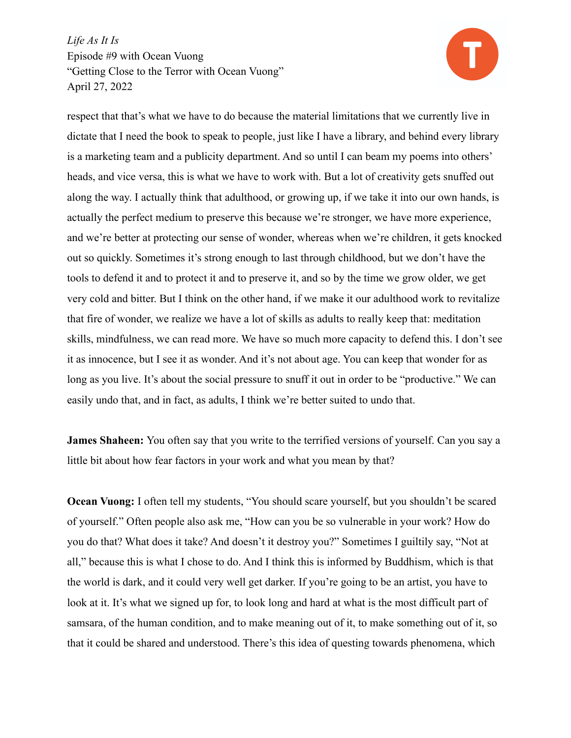respect that that's what we have to do because the material limitations that we currently live in dictate that I need the book to speak to people, just like I have a library, and behind every library is a marketing team and a publicity department. And so until I can beam my poems into others' heads, and vice versa, this is what we have to work with. But a lot of creativity gets snuffed out along the way. I actually think that adulthood, or growing up, if we take it into our own hands, is actually the perfect medium to preserve this because we're stronger, we have more experience, and we're better at protecting our sense of wonder, whereas when we're children, it gets knocked out so quickly. Sometimes it's strong enough to last through childhood, but we don't have the tools to defend it and to protect it and to preserve it, and so by the time we grow older, we get very cold and bitter. But I think on the other hand, if we make it our adulthood work to revitalize that fire of wonder, we realize we have a lot of skills as adults to really keep that: meditation skills, mindfulness, we can read more. We have so much more capacity to defend this. I don't see it as innocence, but I see it as wonder. And it's not about age. You can keep that wonder for as long as you live. It's about the social pressure to snuff it out in order to be "productive." We can easily undo that, and in fact, as adults, I think we're better suited to undo that.

**James Shaheen:** You often say that you write to the terrified versions of yourself. Can you say a little bit about how fear factors in your work and what you mean by that?

**Ocean Vuong:** I often tell my students, "You should scare yourself, but you shouldn't be scared of yourself." Often people also ask me, "How can you be so vulnerable in your work? How do you do that? What does it take? And doesn't it destroy you?" Sometimes I guiltily say, "Not at all," because this is what I chose to do. And I think this is informed by Buddhism, which is that the world is dark, and it could very well get darker. If you're going to be an artist, you have to look at it. It's what we signed up for, to look long and hard at what is the most difficult part of samsara, of the human condition, and to make meaning out of it, to make something out of it, so that it could be shared and understood. There's this idea of questing towards phenomena, which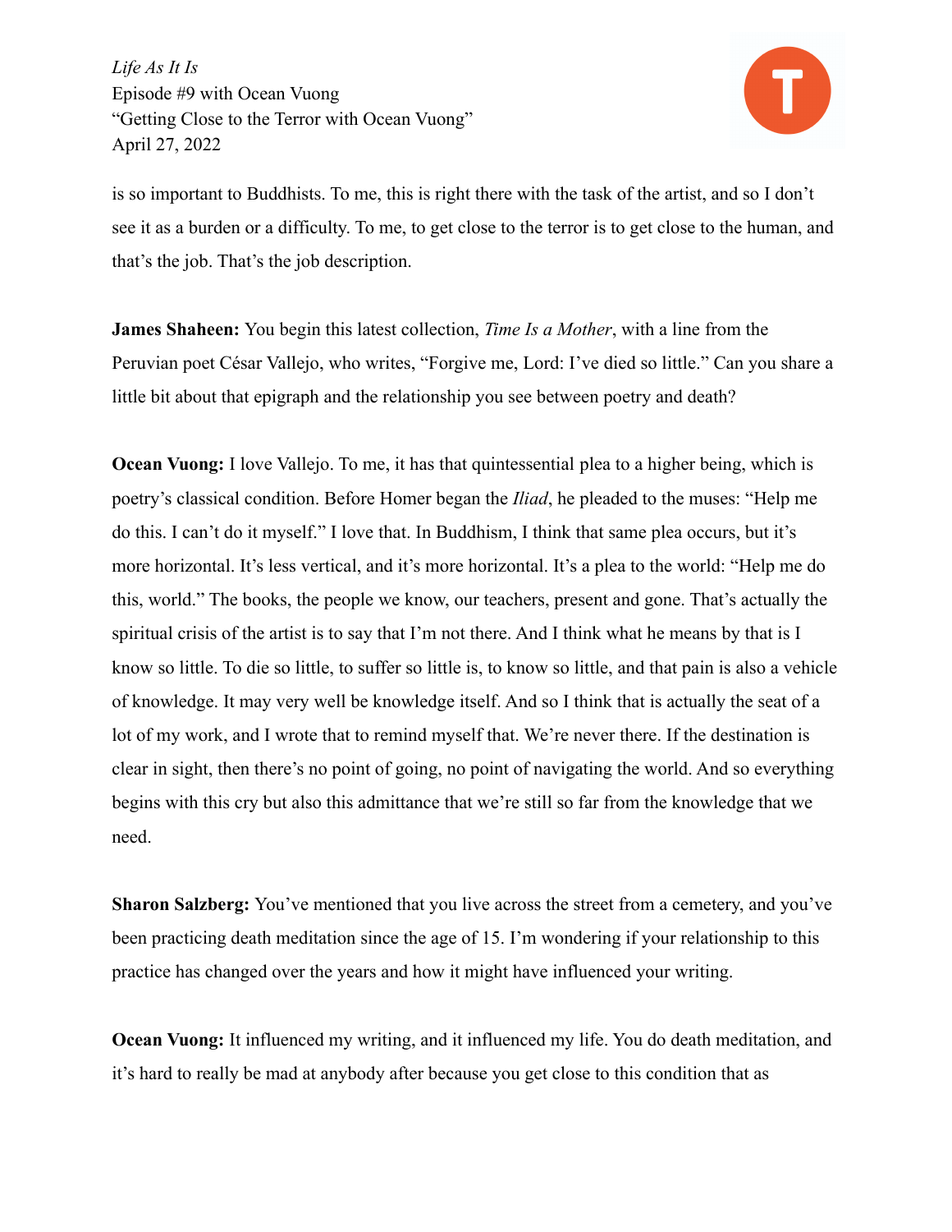is so important to Buddhists. To me, this is right there with the task of the artist, and so I don't see it as a burden or a difficulty. To me, to get close to the terror is to get close to the human, and that's the job. That's the job description.

**James Shaheen:** You begin this latest collection, *Time Is a Mother*, with a line from the Peruvian poet César Vallejo, who writes, "Forgive me, Lord: I've died so little." Can you share a little bit about that epigraph and the relationship you see between poetry and death?

**Ocean Vuong:** I love Vallejo. To me, it has that quintessential plea to a higher being, which is poetry's classical condition. Before Homer began the *Iliad*, he pleaded to the muses: "Help me do this. I can't do it myself." I love that. In Buddhism, I think that same plea occurs, but it's more horizontal. It's less vertical, and it's more horizontal. It's a plea to the world: "Help me do this, world." The books, the people we know, our teachers, present and gone. That's actually the spiritual crisis of the artist is to say that I'm not there. And I think what he means by that is I know so little. To die so little, to suffer so little is, to know so little, and that pain is also a vehicle of knowledge. It may very well be knowledge itself. And so I think that is actually the seat of a lot of my work, and I wrote that to remind myself that. We're never there. If the destination is clear in sight, then there's no point of going, no point of navigating the world. And so everything begins with this cry but also this admittance that we're still so far from the knowledge that we need.

**Sharon Salzberg:** You've mentioned that you live across the street from a cemetery, and you've been practicing death meditation since the age of 15. I'm wondering if your relationship to this practice has changed over the years and how it might have influenced your writing.

**Ocean Vuong:** It influenced my writing, and it influenced my life. You do death meditation, and it's hard to really be mad at anybody after because you get close to this condition that as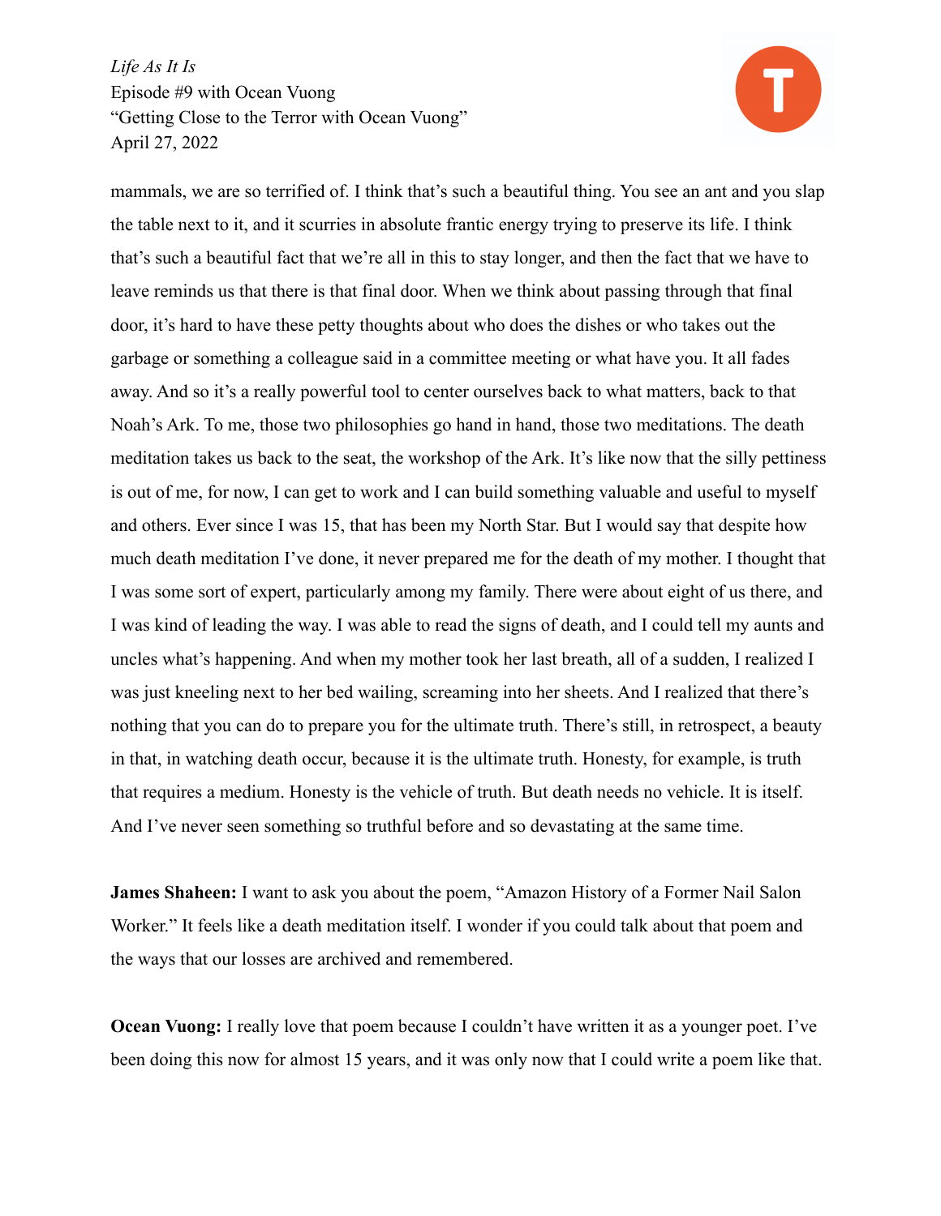mammals, we are so terrified of. I think that's such a beautiful thing. You see an ant and you slap the table next to it, and it scurries in absolute frantic energy trying to preserve its life. I think that's such a beautiful fact that we're all in this to stay longer, and then the fact that we have to leave reminds us that there is that final door. When we think about passing through that final door, it's hard to have these petty thoughts about who does the dishes or who takes out the garbage or something a colleague said in a committee meeting or what have you. It all fades away. And so it's a really powerful tool to center ourselves back to what matters, back to that Noah's Ark. To me, those two philosophies go hand in hand, those two meditations. The death meditation takes us back to the seat, the workshop of the Ark. It's like now that the silly pettiness is out of me, for now, I can get to work and I can build something valuable and useful to myself and others. Ever since I was 15, that has been my North Star. But I would say that despite how much death meditation I've done, it never prepared me for the death of my mother. I thought that I was some sort of expert, particularly among my family. There were about eight of us there, and I was kind of leading the way. I was able to read the signs of death, and I could tell my aunts and uncles what's happening. And when my mother took her last breath, all of a sudden, I realized I was just kneeling next to her bed wailing, screaming into her sheets. And I realized that there's nothing that you can do to prepare you for the ultimate truth. There's still, in retrospect, a beauty in that, in watching death occur, because it is the ultimate truth. Honesty, for example, is truth that requires a medium. Honesty is the vehicle of truth. But death needs no vehicle. It is itself. And I've never seen something so truthful before and so devastating at the same time.

**James Shaheen:** I want to ask you about the poem, "Amazon History of a Former Nail Salon Worker." It feels like a death meditation itself. I wonder if you could talk about that poem and the ways that our losses are archived and remembered.

**Ocean Vuong:** I really love that poem because I couldn't have written it as a younger poet. I've been doing this now for almost 15 years, and it was only now that I could write a poem like that.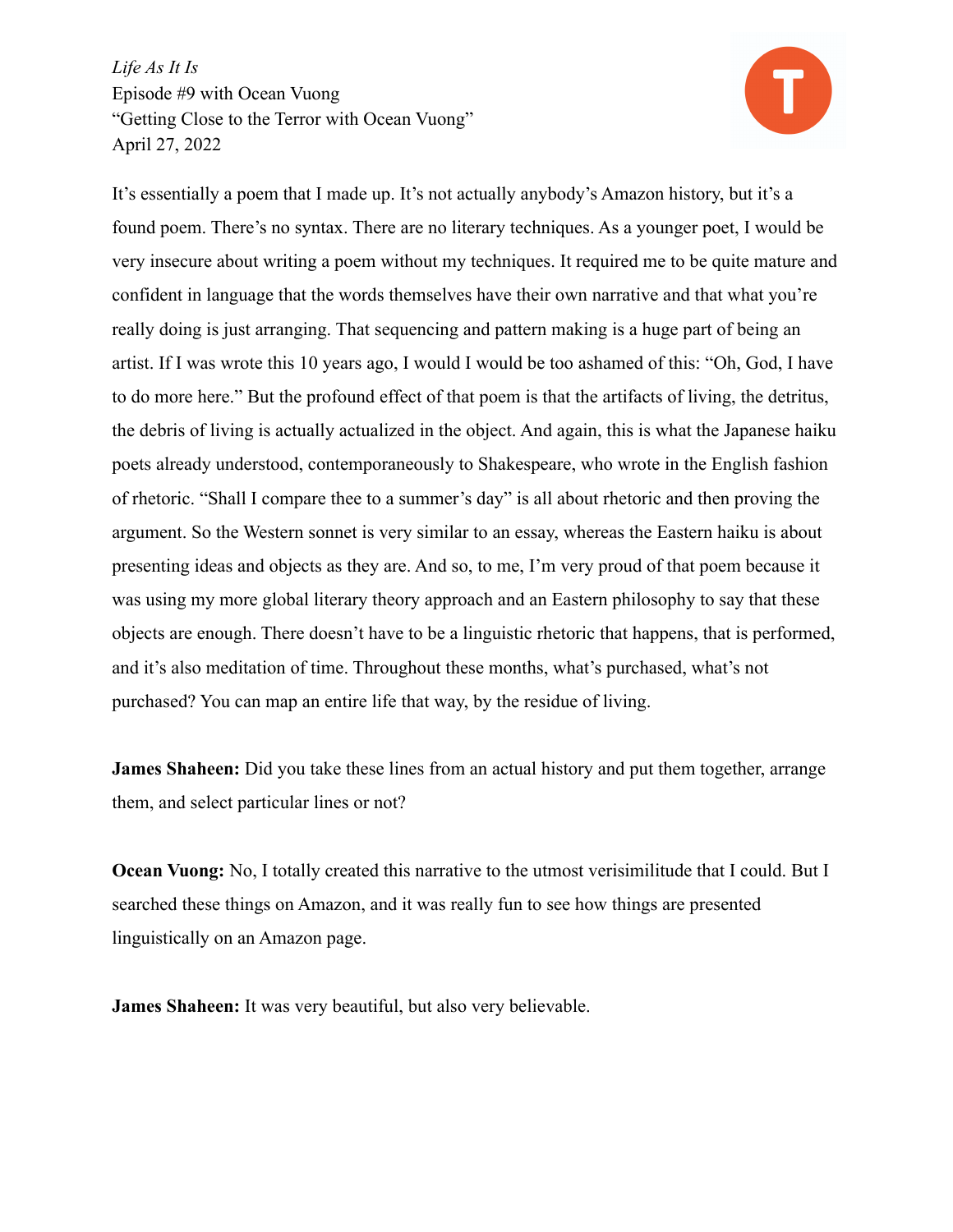It's essentially a poem that I made up. It's not actually anybody's Amazon history, but it's a found poem. There's no syntax. There are no literary techniques. As a younger poet, I would be very insecure about writing a poem without my techniques. It required me to be quite mature and confident in language that the words themselves have their own narrative and that what you're really doing is just arranging. That sequencing and pattern making is a huge part of being an artist. If I was wrote this 10 years ago, I would I would be too ashamed of this: "Oh, God, I have to do more here." But the profound effect of that poem is that the artifacts of living, the detritus, the debris of living is actually actualized in the object. And again, this is what the Japanese haiku poets already understood, contemporaneously to Shakespeare, who wrote in the English fashion of rhetoric. "Shall I compare thee to a summer's day" is all about rhetoric and then proving the argument. So the Western sonnet is very similar to an essay, whereas the Eastern haiku is about presenting ideas and objects as they are. And so, to me, I'm very proud of that poem because it was using my more global literary theory approach and an Eastern philosophy to say that these objects are enough. There doesn't have to be a linguistic rhetoric that happens, that is performed, and it's also meditation of time. Throughout these months, what's purchased, what's not purchased? You can map an entire life that way, by the residue of living.

**James Shaheen:** Did you take these lines from an actual history and put them together, arrange them, and select particular lines or not?

**Ocean Vuong:** No, I totally created this narrative to the utmost verisimilitude that I could. But I searched these things on Amazon, and it was really fun to see how things are presented linguistically on an Amazon page.

**James Shaheen:** It was very beautiful, but also very believable.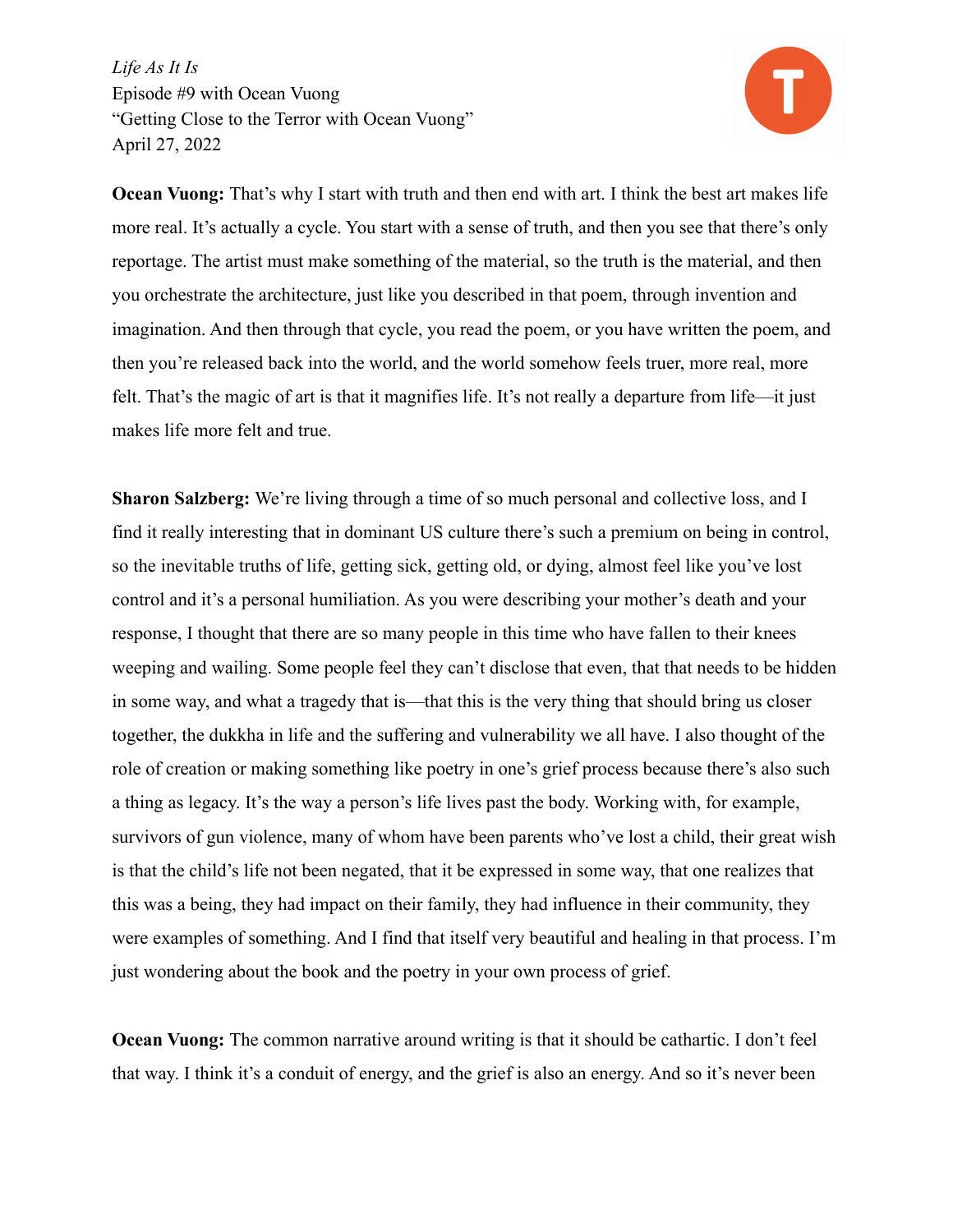**Ocean Vuong:** That's why I start with truth and then end with art. I think the best art makes life more real. It's actually a cycle. You start with a sense of truth, and then you see that there's only reportage. The artist must make something of the material, so the truth is the material, and then you orchestrate the architecture, just like you described in that poem, through invention and imagination. And then through that cycle, you read the poem, or you have written the poem, and then you're released back into the world, and the world somehow feels truer, more real, more felt. That's the magic of art is that it magnifies life. It's not really a departure from life—it just makes life more felt and true.

**Sharon Salzberg:** We're living through a time of so much personal and collective loss, and I find it really interesting that in dominant US culture there's such a premium on being in control, so the inevitable truths of life, getting sick, getting old, or dying, almost feel like you've lost control and it's a personal humiliation. As you were describing your mother's death and your response, I thought that there are so many people in this time who have fallen to their knees weeping and wailing. Some people feel they can't disclose that even, that that needs to be hidden in some way, and what a tragedy that is—that this is the very thing that should bring us closer together, the dukkha in life and the suffering and vulnerability we all have. I also thought of the role of creation or making something like poetry in one's grief process because there's also such a thing as legacy. It's the way a person's life lives past the body. Working with, for example, survivors of gun violence, many of whom have been parents who've lost a child, their great wish is that the child's life not been negated, that it be expressed in some way, that one realizes that this was a being, they had impact on their family, they had influence in their community, they were examples of something. And I find that itself very beautiful and healing in that process. I'm just wondering about the book and the poetry in your own process of grief.

**Ocean Vuong:** The common narrative around writing is that it should be cathartic. I don't feel that way. I think it's a conduit of energy, and the grief is also an energy. And so it's never been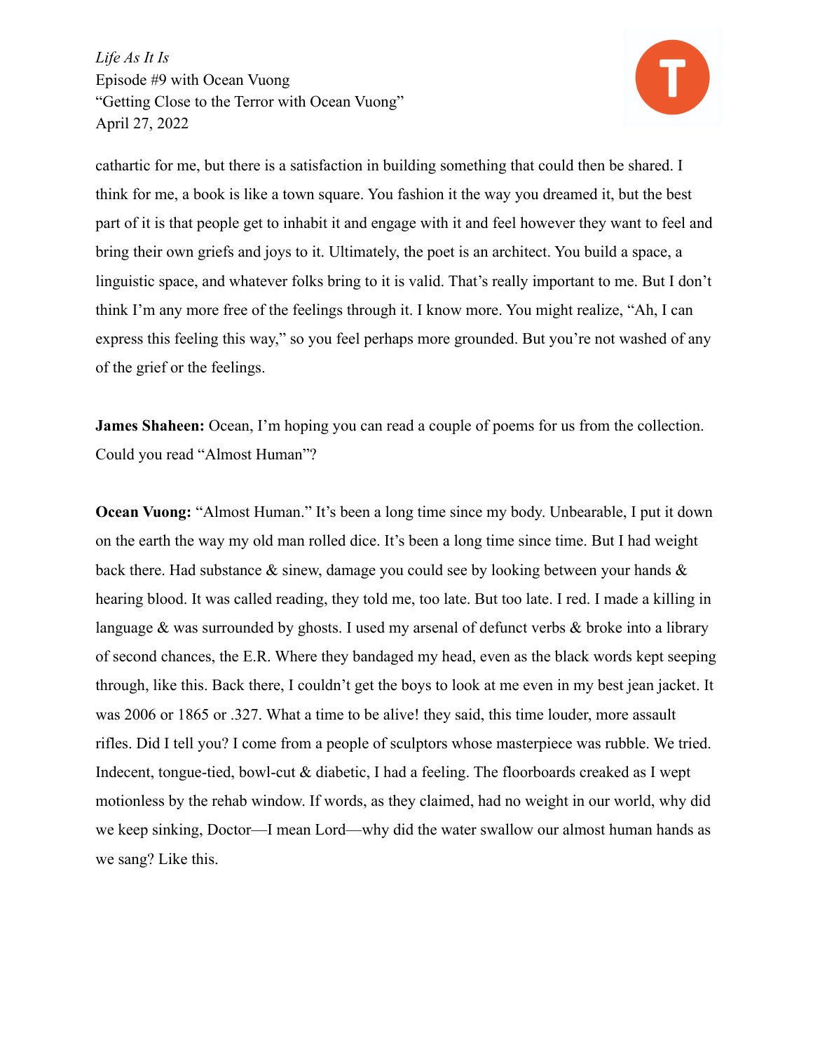cathartic for me, but there is a satisfaction in building something that could then be shared. I think for me, a book is like a town square. You fashion it the way you dreamed it, but the best part of it is that people get to inhabit it and engage with it and feel however they want to feel and bring their own griefs and joys to it. Ultimately, the poet is an architect. You build a space, a linguistic space, and whatever folks bring to it is valid. That's really important to me. But I don't think I'm any more free of the feelings through it. I know more. You might realize, "Ah, I can express this feeling this way," so you feel perhaps more grounded. But you're not washed of any of the grief or the feelings.

**James Shaheen:** Ocean, I'm hoping you can read a couple of poems for us from the collection. Could you read "Almost Human"?

**Ocean Vuong:** "Almost Human." It's been a long time since my body. Unbearable, I put it down on the earth the way my old man rolled dice. It's been a long time since time. But I had weight back there. Had substance & sinew, damage you could see by looking between your hands & hearing blood. It was called reading, they told me, too late. But too late. I red. I made a killing in language & was surrounded by ghosts. I used my arsenal of defunct verbs & broke into a library of second chances, the E.R. Where they bandaged my head, even as the black words kept seeping through, like this. Back there, I couldn't get the boys to look at me even in my best jean jacket. It was 2006 or 1865 or .327. What a time to be alive! they said, this time louder, more assault rifles. Did I tell you? I come from a people of sculptors whose masterpiece was rubble. We tried. Indecent, tongue-tied, bowl-cut & diabetic, I had a feeling. The floorboards creaked as I wept motionless by the rehab window. If words, as they claimed, had no weight in our world, why did we keep sinking, Doctor—I mean Lord—why did the water swallow our almost human hands as we sang? Like this.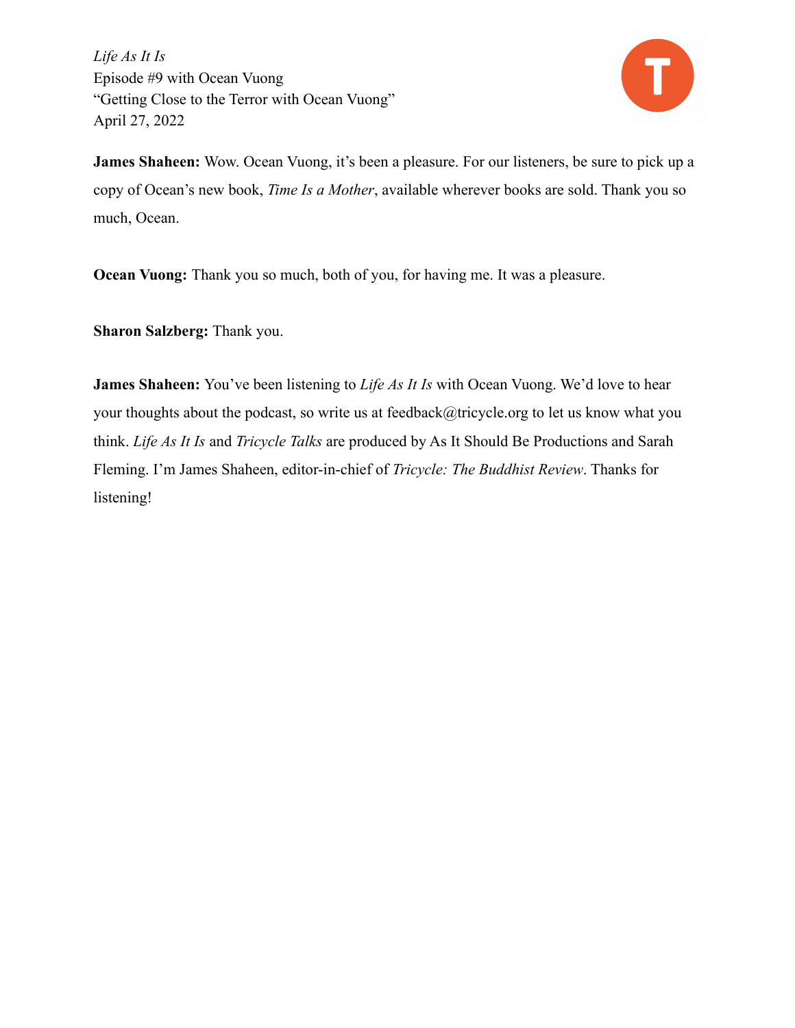*Life As It Is*
Episode #9 with Ocean Vuong
"Getting Close to the Terror with Ocean Vuong"
April 27, 2022

**James Shaheen:** Wow. Ocean Vuong, it's been a pleasure. For our listeners, be sure to pick up a copy of Ocean's new book, *Time Is a Mother*, available wherever books are sold. Thank you so much, Ocean.

**Ocean Vuong:** Thank you so much, both of you, for having me. It was a pleasure.

**Sharon Salzberg:** Thank you.

**James Shaheen:** You've been listening to *Life As It Is* with Ocean Vuong. We'd love to hear your thoughts about the podcast, so write us at feedback@tricycle.org to let us know what you think. *Life As It Is* and *Tricycle Talks* are produced by As It Should Be Productions and Sarah Fleming. I'm James Shaheen, editor-in-chief of *Tricycle: The Buddhist Review*. Thanks for listening!